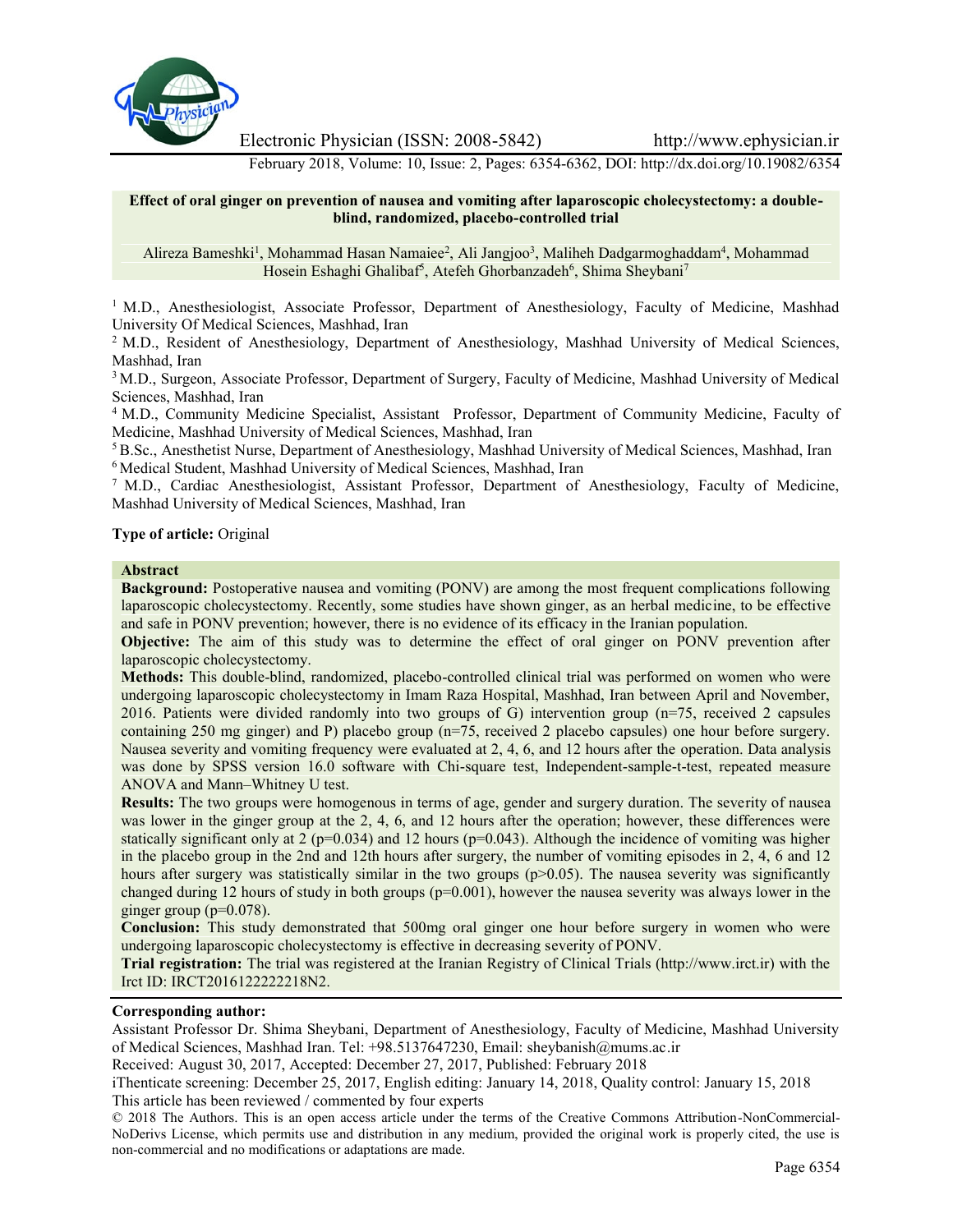# Effect of oral ginger on prevention of nausea and vomiting after laparoscopic cholecystectomy: a double-blind, randomized, placebo-controlled trial

Alireza Bameshki[1], Mohammad Hasan Namaiee[2], Ali Jangjoo[3], Maliheh Dadgarmoghaddam[4], Mohammad Hosein Eshaghi Ghalibaf[5], Atefeh Ghorbanzadeh[6], Shima Sheybani[7]

[1] M.D., Anesthesiologist, Associate Professor, Department of Anesthesiology, Faculty of Medicine, Mashhad University Of Medical Sciences, Mashhad, Iran

[2] M.D., Resident of Anesthesiology, Department of Anesthesiology, Mashhad University of Medical Sciences, Mashhad, Iran

[3] M.D., Surgeon, Associate Professor, Department of Surgery, Faculty of Medicine, Mashhad University of Medical Sciences, Mashhad, Iran

[4] M.D., Community Medicine Specialist, Assistant Professor, Department of Community Medicine, Faculty of Medicine, Mashhad University of Medical Sciences, Mashhad, Iran

[5] B.Sc., Anesthetist Nurse, Department of Anesthesiology, Mashhad University of Medical Sciences, Mashhad, Iran

[6] Medical Student, Mashhad University of Medical Sciences, Mashhad, Iran

[7] M.D., Cardiac Anesthesiologist, Assistant Professor, Department of Anesthesiology, Faculty of Medicine, Mashhad University of Medical Sciences, Mashhad, Iran

**Type of article:** Original

## Abstract

**Background:** Postoperative nausea and vomiting (PONV) are among the most frequent complications following laparoscopic cholecystectomy. Recently, some studies have shown ginger, as an herbal medicine, to be effective and safe in PONV prevention; however, there is no evidence of its efficacy in the Iranian population.

**Objective:** The aim of this study was to determine the effect of oral ginger on PONV prevention after laparoscopic cholecystectomy.

**Methods:** This double-blind, randomized, placebo-controlled clinical trial was performed on women who were undergoing laparoscopic cholecystectomy in Imam Raza Hospital, Mashhad, Iran between April and November, 2016. Patients were divided randomly into two groups of G) intervention group (n=75, received 2 capsules containing 250 mg ginger) and P) placebo group (n=75, received 2 placebo capsules) one hour before surgery. Nausea severity and vomiting frequency were evaluated at 2, 4, 6, and 12 hours after the operation. Data analysis was done by SPSS version 16.0 software with Chi-square test, Independent-sample-t-test, repeated measure ANOVA and Mann–Whitney U test.

**Results:** The two groups were homogenous in terms of age, gender and surgery duration. The severity of nausea was lower in the ginger group at the 2, 4, 6, and 12 hours after the operation; however, these differences were statically significant only at 2 (p=0.034) and 12 hours (p=0.043). Although the incidence of vomiting was higher in the placebo group in the 2nd and 12th hours after surgery, the number of vomiting episodes in 2, 4, 6 and 12 hours after surgery was statistically similar in the two groups (p>0.05). The nausea severity was significantly changed during 12 hours of study in both groups (p=0.001), however the nausea severity was always lower in the ginger group (p=0.078).

**Conclusion:** This study demonstrated that 500mg oral ginger one hour before surgery in women who were undergoing laparoscopic cholecystectomy is effective in decreasing severity of PONV.

**Trial registration:** The trial was registered at the Iranian Registry of Clinical Trials (http://www.irct.ir) with the Irct ID: IRCT2016122222218N2.

**Corresponding author:**
Assistant Professor Dr. Shima Sheybani, Department of Anesthesiology, Faculty of Medicine, Mashhad University of Medical Sciences, Mashhad Iran. Tel: +98.5137647230, Email: sheybanish@mums.ac.ir

Received: August 30, 2017, Accepted: December 27, 2017, Published: February 2018

iThenticate screening: December 25, 2017, English editing: January 14, 2018, Quality control: January 15, 2018

This article has been reviewed / commented by four experts

© 2018 The Authors. This is an open access article under the terms of the Creative Commons Attribution-NonCommercial-NoDerivs License, which permits use and distribution in any medium, provided the original work is properly cited, the use is non-commercial and no modifications or adaptations are made.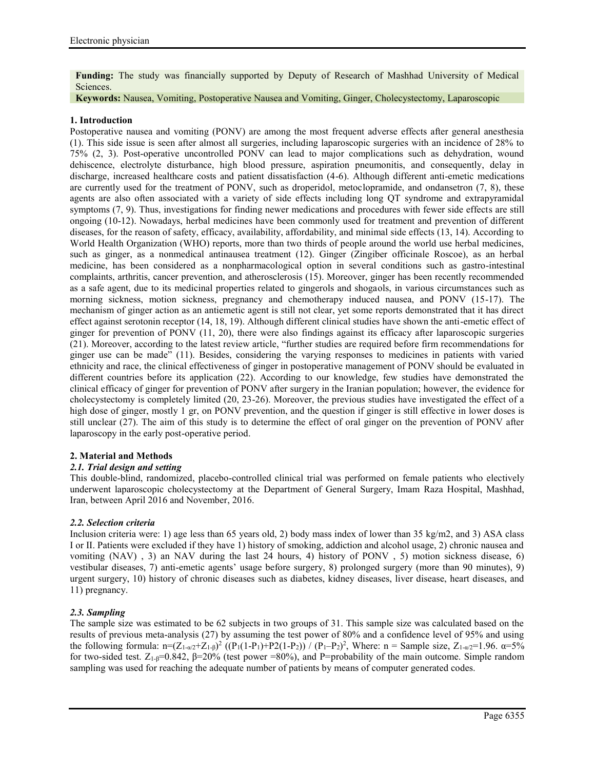**Funding:** The study was financially supported by Deputy of Research of Mashhad University of Medical Sciences.

**Keywords:** Nausea, Vomiting, Postoperative Nausea and Vomiting, Ginger, Cholecystectomy, Laparoscopic

## 1. Introduction

Postoperative nausea and vomiting (PONV) are among the most frequent adverse effects after general anesthesia (1). This side issue is seen after almost all surgeries, including laparoscopic surgeries with an incidence of 28% to 75% (2, 3). Post-operative uncontrolled PONV can lead to major complications such as dehydration, wound dehiscence, electrolyte disturbance, high blood pressure, aspiration pneumonitis, and consequently, delay in discharge, increased healthcare costs and patient dissatisfaction (4-6). Although different anti-emetic medications are currently used for the treatment of PONV, such as droperidol, metoclopramide, and ondansetron (7, 8), these agents are also often associated with a variety of side effects including long QT syndrome and extrapyramidal symptoms (7, 9). Thus, investigations for finding newer medications and procedures with fewer side effects are still ongoing (10-12). Nowadays, herbal medicines have been commonly used for treatment and prevention of different diseases, for the reason of safety, efficacy, availability, affordability, and minimal side effects (13, 14). According to World Health Organization (WHO) reports, more than two thirds of people around the world use herbal medicines, such as ginger, as a nonmedical antinausea treatment (12). Ginger (Zingiber officinale Roscoe), as an herbal medicine, has been considered as a nonpharmacological option in several conditions such as gastro-intestinal complaints, arthritis, cancer prevention, and atherosclerosis (15). Moreover, ginger has been recently recommended as a safe agent, due to its medicinal properties related to gingerols and shogaols, in various circumstances such as morning sickness, motion sickness, pregnancy and chemotherapy induced nausea, and PONV (15-17). The mechanism of ginger action as an antiemetic agent is still not clear, yet some reports demonstrated that it has direct effect against serotonin receptor (14, 18, 19). Although different clinical studies have shown the anti-emetic effect of ginger for prevention of PONV (11, 20), there were also findings against its efficacy after laparoscopic surgeries (21). Moreover, according to the latest review article, "further studies are required before firm recommendations for ginger use can be made" (11). Besides, considering the varying responses to medicines in patients with varied ethnicity and race, the clinical effectiveness of ginger in postoperative management of PONV should be evaluated in different countries before its application (22). According to our knowledge, few studies have demonstrated the clinical efficacy of ginger for prevention of PONV after surgery in the Iranian population; however, the evidence for cholecystectomy is completely limited (20, 23-26). Moreover, the previous studies have investigated the effect of a high dose of ginger, mostly 1 gr, on PONV prevention, and the question if ginger is still effective in lower doses is still unclear (27). The aim of this study is to determine the effect of oral ginger on the prevention of PONV after laparoscopy in the early post-operative period.

## 2. Material and Methods

### *2.1. Trial design and setting*

This double-blind, randomized, placebo-controlled clinical trial was performed on female patients who electively underwent laparoscopic cholecystectomy at the Department of General Surgery, Imam Raza Hospital, Mashhad, Iran, between April 2016 and November, 2016.

### *2.2. Selection criteria*

Inclusion criteria were: 1) age less than 65 years old, 2) body mass index of lower than 35 kg/m2, and 3) ASA class I or II. Patients were excluded if they have 1) history of smoking, addiction and alcohol usage, 2) chronic nausea and vomiting (NAV) , 3) an NAV during the last 24 hours, 4) history of PONV , 5) motion sickness disease, 6) vestibular diseases, 7) anti-emetic agents' usage before surgery, 8) prolonged surgery (more than 90 minutes), 9) urgent surgery, 10) history of chronic diseases such as diabetes, kidney diseases, liver disease, heart diseases, and 11) pregnancy.

### *2.3. Sampling*

The sample size was estimated to be 62 subjects in two groups of 31. This sample size was calculated based on the results of previous meta-analysis (27) by assuming the test power of 80% and a confidence level of 95% and using the following formula: $n=(Z_{1-\alpha/2}+Z_{1-\beta})^2\ ((P_1(1-P_1)+P2(1-P_2))\ /\ (P_1-P_2)^2$, Where: n = Sample size, $Z_{1-\alpha/2}=1.96$. $\alpha=5\%$ for two-sided test. $Z_{1-\beta}=0.842$, $\beta=20\%$ (test power =80%), and P=probability of the main outcome. Simple random sampling was used for reaching the adequate number of patients by means of computer generated codes.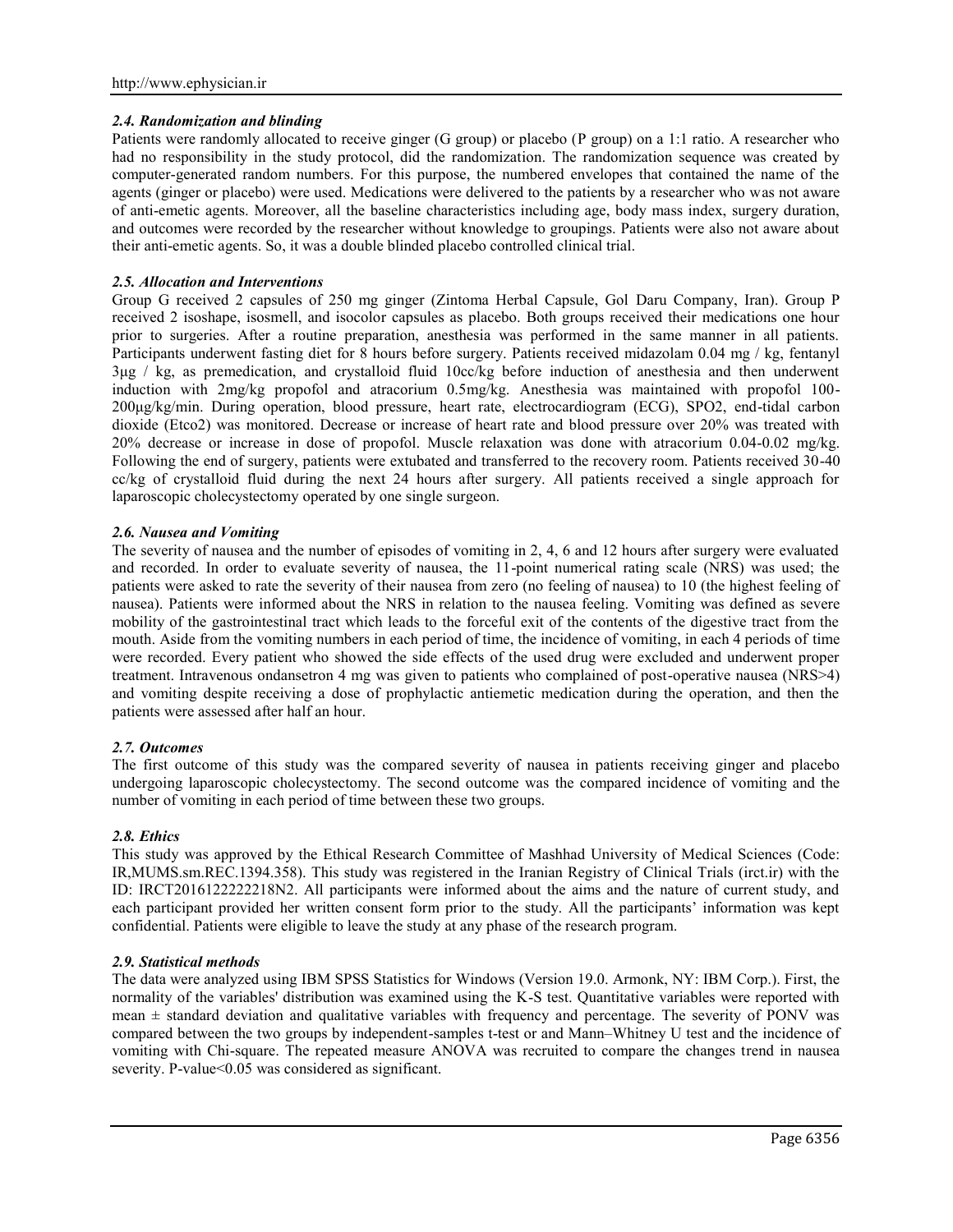### *2.4. Randomization and blinding*

Patients were randomly allocated to receive ginger (G group) or placebo (P group) on a 1:1 ratio. A researcher who had no responsibility in the study protocol, did the randomization. The randomization sequence was created by computer-generated random numbers. For this purpose, the numbered envelopes that contained the name of the agents (ginger or placebo) were used. Medications were delivered to the patients by a researcher who was not aware of anti-emetic agents. Moreover, all the baseline characteristics including age, body mass index, surgery duration, and outcomes were recorded by the researcher without knowledge to groupings. Patients were also not aware about their anti-emetic agents. So, it was a double blinded placebo controlled clinical trial.

### *2.5. Allocation and Interventions*

Group G received 2 capsules of 250 mg ginger (Zintoma Herbal Capsule, Gol Daru Company, Iran). Group P received 2 isoshape, isosmell, and isocolor capsules as placebo. Both groups received their medications one hour prior to surgeries. After a routine preparation, anesthesia was performed in the same manner in all patients. Participants underwent fasting diet for 8 hours before surgery. Patients received midazolam 0.04 mg / kg, fentanyl 3μg / kg, as premedication, and crystalloid fluid 10cc/kg before induction of anesthesia and then underwent induction with 2mg/kg propofol and atracorium 0.5mg/kg. Anesthesia was maintained with propofol 100-200μg/kg/min. During operation, blood pressure, heart rate, electrocardiogram (ECG), SPO2, end-tidal carbon dioxide (Etco2) was monitored. Decrease or increase of heart rate and blood pressure over 20% was treated with 20% decrease or increase in dose of propofol. Muscle relaxation was done with atracorium 0.04-0.02 mg/kg. Following the end of surgery, patients were extubated and transferred to the recovery room. Patients received 30-40 cc/kg of crystalloid fluid during the next 24 hours after surgery. All patients received a single approach for laparoscopic cholecystectomy operated by one single surgeon.

### *2.6. Nausea and Vomiting*

The severity of nausea and the number of episodes of vomiting in 2, 4, 6 and 12 hours after surgery were evaluated and recorded. In order to evaluate severity of nausea, the 11-point numerical rating scale (NRS) was used; the patients were asked to rate the severity of their nausea from zero (no feeling of nausea) to 10 (the highest feeling of nausea). Patients were informed about the NRS in relation to the nausea feeling. Vomiting was defined as severe mobility of the gastrointestinal tract which leads to the forceful exit of the contents of the digestive tract from the mouth. Aside from the vomiting numbers in each period of time, the incidence of vomiting, in each 4 periods of time were recorded. Every patient who showed the side effects of the used drug were excluded and underwent proper treatment. Intravenous ondansetron 4 mg was given to patients who complained of post-operative nausea (NRS>4) and vomiting despite receiving a dose of prophylactic antiemetic medication during the operation, and then the patients were assessed after half an hour.

### *2.7. Outcomes*

The first outcome of this study was the compared severity of nausea in patients receiving ginger and placebo undergoing laparoscopic cholecystectomy. The second outcome was the compared incidence of vomiting and the number of vomiting in each period of time between these two groups.

### *2.8. Ethics*

This study was approved by the Ethical Research Committee of Mashhad University of Medical Sciences (Code: IR,MUMS.sm.REC.1394.358). This study was registered in the Iranian Registry of Clinical Trials (irct.ir) with the ID: IRCT2016122222218N2. All participants were informed about the aims and the nature of current study, and each participant provided her written consent form prior to the study. All the participants' information was kept confidential. Patients were eligible to leave the study at any phase of the research program.

### *2.9. Statistical methods*

The data were analyzed using IBM SPSS Statistics for Windows (Version 19.0. Armonk, NY: IBM Corp.). First, the normality of the variables' distribution was examined using the K-S test. Quantitative variables were reported with mean ± standard deviation and qualitative variables with frequency and percentage. The severity of PONV was compared between the two groups by independent-samples t-test or and Mann–Whitney U test and the incidence of vomiting with Chi-square. The repeated measure ANOVA was recruited to compare the changes trend in nausea severity. P-value<0.05 was considered as significant.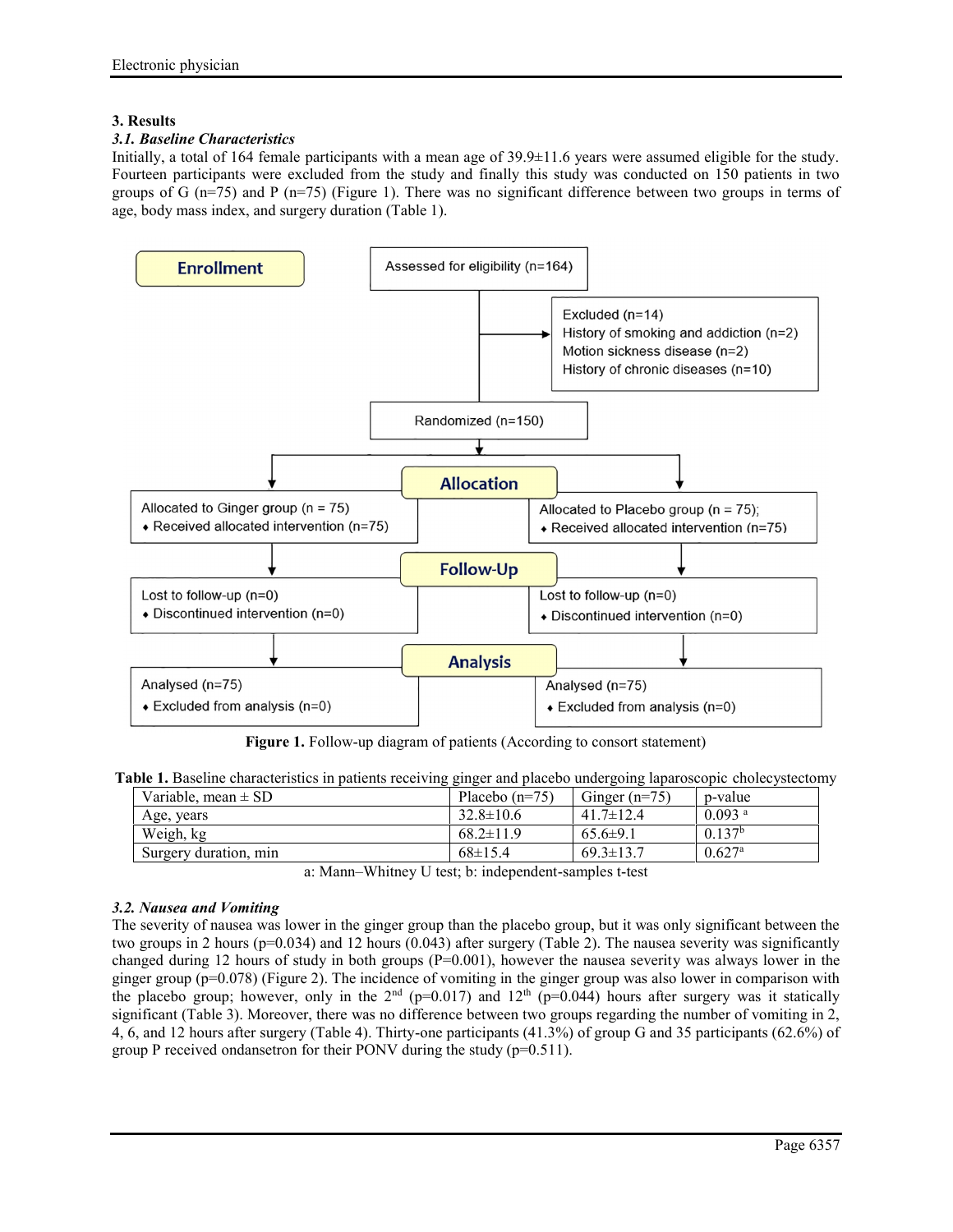## 3. Results

### *3.1. Baseline Characteristics*

Initially, a total of 164 female participants with a mean age of 39.9±11.6 years were assumed eligible for the study. Fourteen participants were excluded from the study and finally this study was conducted on 150 patients in two groups of G (n=75) and P (n=75) (Figure 1). There was no significant difference between two groups in terms of age, body mass index, and surgery duration (Table 1).

**Enrollment**

Assessed for eligibility (n=164)

Excluded (n=14)
History of smoking and addiction (n=2)
Motion sickness disease (n=2)
History of chronic diseases (n=10)

Randomized (n=150)

**Allocation**

Allocated to Ginger group (n = 75)
- Received allocated intervention (n=75)

Allocated to Placebo group (n = 75);
- Received allocated intervention (n=75)

**Follow-Up**

Lost to follow-up (n=0)
- Discontinued intervention (n=0)

Lost to follow-up (n=0)
- Discontinued intervention (n=0)

**Analysis**

Analysed (n=75)
- Excluded from analysis (n=0)

Analysed (n=75)
- Excluded from analysis (n=0)

**Figure 1.** Follow-up diagram of patients (According to consort statement)

**Table 1.** Baseline characteristics in patients receiving ginger and placebo undergoing laparoscopic cholecystectomy

| Variable, mean ± SD | Placebo (n=75) | Ginger (n=75) | p-value |
|---|---|---|---|
| Age, years | 32.8±10.6 | 41.7±12.4 | 0.093 [a] |
| Weigh, kg | 68.2±11.9 | 65.6±9.1 | 0.137[b] |
| Surgery duration, min | 68±15.4 | 69.3±13.7 | 0.627[a] |

a: Mann–Whitney U test; b: independent-samples t-test

### *3.2. Nausea and Vomiting*

The severity of nausea was lower in the ginger group than the placebo group, but it was only significant between the two groups in 2 hours (p=0.034) and 12 hours (0.043) after surgery (Table 2). The nausea severity was significantly changed during 12 hours of study in both groups (P=0.001), however the nausea severity was always lower in the ginger group (p=0.078) (Figure 2). The incidence of vomiting in the ginger group was also lower in comparison with the placebo group; however, only in the 2nd (p=0.017) and 12th (p=0.044) hours after surgery was it statically significant (Table 3). Moreover, there was no difference between two groups regarding the number of vomiting in 2, 4, 6, and 12 hours after surgery (Table 4). Thirty-one participants (41.3%) of group G and 35 participants (62.6%) of group P received ondansetron for their PONV during the study (p=0.511).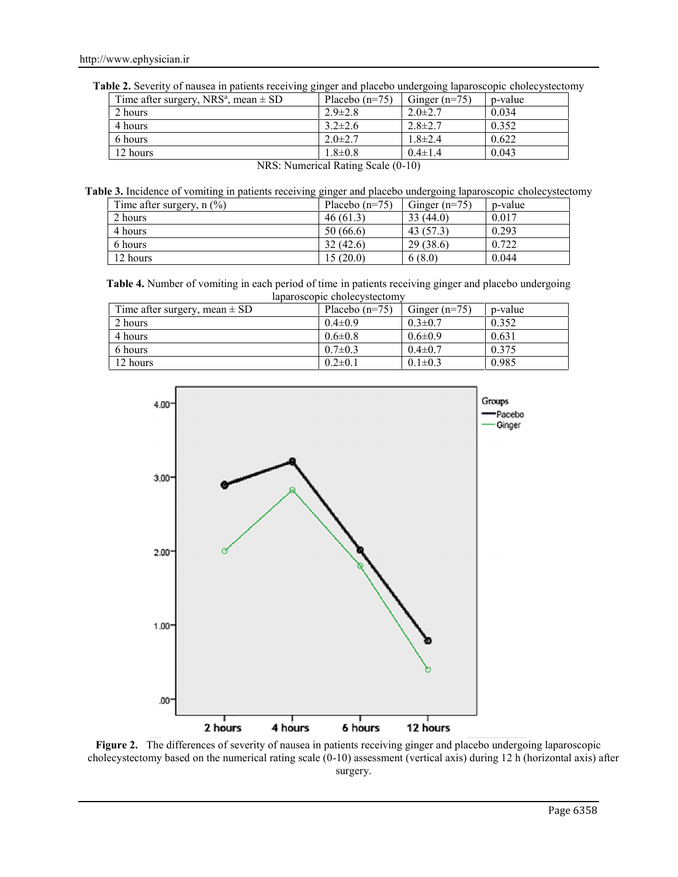**Table 2.** Severity of nausea in patients receiving ginger and placebo undergoing laparoscopic cholecystectomy

| Time after surgery, NRS[a], mean ± SD | Placebo (n=75) | Ginger (n=75) | p-value |
|---|---|---|---|
| 2 hours | 2.9±2.8 | 2.0±2.7 | 0.034 |
| 4 hours | 3.2±2.6 | 2.8±2.7 | 0.352 |
| 6 hours | 2.0±2.7 | 1.8±2.4 | 0.622 |
| 12 hours | 1.8±0.8 | 0.4±1.4 | 0.043 |

NRS: Numerical Rating Scale (0-10)

**Table 3.** Incidence of vomiting in patients receiving ginger and placebo undergoing laparoscopic cholecystectomy

| Time after surgery, n (%) | Placebo (n=75) | Ginger (n=75) | p-value |
|---|---|---|---|
| 2 hours | 46 (61.3) | 33 (44.0) | 0.017 |
| 4 hours | 50 (66.6) | 43 (57.3) | 0.293 |
| 6 hours | 32 (42.6) | 29 (38.6) | 0.722 |
| 12 hours | 15 (20.0) | 6 (8.0) | 0.044 |

**Table 4.** Number of vomiting in each period of time in patients receiving ginger and placebo undergoing laparoscopic cholecystectomy

| Time after surgery, mean ± SD | Placebo (n=75) | Ginger (n=75) | p-value |
|---|---|---|---|
| 2 hours | 0.4±0.9 | 0.3±0.7 | 0.352 |
| 4 hours | 0.6±0.8 | 0.6±0.9 | 0.631 |
| 6 hours | 0.7±0.3 | 0.4±0.7 | 0.375 |
| 12 hours | 0.2±0.1 | 0.1±0.3 | 0.985 |

**Figure 2.** The differences of severity of nausea in patients receiving ginger and placebo undergoing laparoscopic cholecystectomy based on the numerical rating scale (0-10) assessment (vertical axis) during 12 h (horizontal axis) after surgery.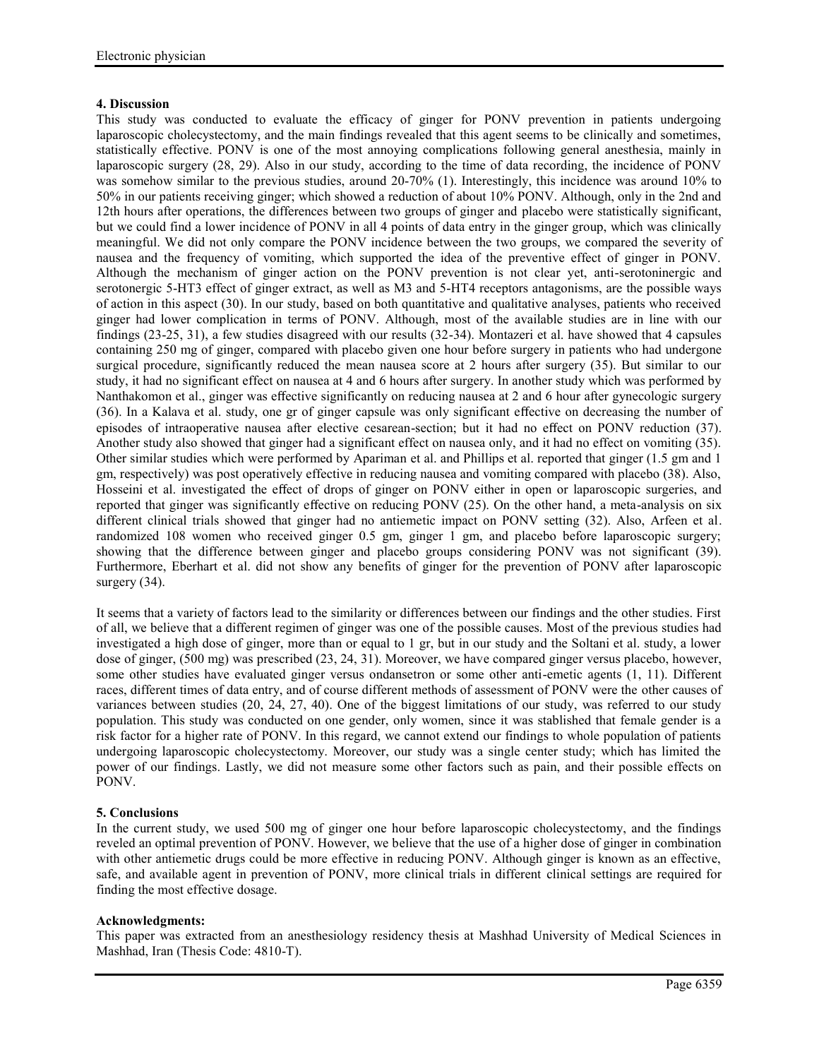## 4. Discussion

This study was conducted to evaluate the efficacy of ginger for PONV prevention in patients undergoing laparoscopic cholecystectomy, and the main findings revealed that this agent seems to be clinically and sometimes, statistically effective. PONV is one of the most annoying complications following general anesthesia, mainly in laparoscopic surgery (28, 29). Also in our study, according to the time of data recording, the incidence of PONV was somehow similar to the previous studies, around 20-70% (1). Interestingly, this incidence was around 10% to 50% in our patients receiving ginger; which showed a reduction of about 10% PONV. Although, only in the 2nd and 12th hours after operations, the differences between two groups of ginger and placebo were statistically significant, but we could find a lower incidence of PONV in all 4 points of data entry in the ginger group, which was clinically meaningful. We did not only compare the PONV incidence between the two groups, we compared the severity of nausea and the frequency of vomiting, which supported the idea of the preventive effect of ginger in PONV. Although the mechanism of ginger action on the PONV prevention is not clear yet, anti-serotoninergic and serotonergic 5-HT3 effect of ginger extract, as well as M3 and 5-HT4 receptors antagonisms, are the possible ways of action in this aspect (30). In our study, based on both quantitative and qualitative analyses, patients who received ginger had lower complication in terms of PONV. Although, most of the available studies are in line with our findings (23-25, 31), a few studies disagreed with our results (32-34). Montazeri et al. have showed that 4 capsules containing 250 mg of ginger, compared with placebo given one hour before surgery in patients who had undergone surgical procedure, significantly reduced the mean nausea score at 2 hours after surgery (35). But similar to our study, it had no significant effect on nausea at 4 and 6 hours after surgery. In another study which was performed by Nanthakomon et al., ginger was effective significantly on reducing nausea at 2 and 6 hour after gynecologic surgery (36). In a Kalava et al. study, one gr of ginger capsule was only significant effective on decreasing the number of episodes of intraoperative nausea after elective cesarean-section; but it had no effect on PONV reduction (37). Another study also showed that ginger had a significant effect on nausea only, and it had no effect on vomiting (35). Other similar studies which were performed by Apariman et al. and Phillips et al. reported that ginger (1.5 gm and 1 gm, respectively) was post operatively effective in reducing nausea and vomiting compared with placebo (38). Also, Hosseini et al. investigated the effect of drops of ginger on PONV either in open or laparoscopic surgeries, and reported that ginger was significantly effective on reducing PONV (25). On the other hand, a meta-analysis on six different clinical trials showed that ginger had no antiemetic impact on PONV setting (32). Also, Arfeen et al. randomized 108 women who received ginger 0.5 gm, ginger 1 gm, and placebo before laparoscopic surgery; showing that the difference between ginger and placebo groups considering PONV was not significant (39). Furthermore, Eberhart et al. did not show any benefits of ginger for the prevention of PONV after laparoscopic surgery (34).

It seems that a variety of factors lead to the similarity or differences between our findings and the other studies. First of all, we believe that a different regimen of ginger was one of the possible causes. Most of the previous studies had investigated a high dose of ginger, more than or equal to 1 gr, but in our study and the Soltani et al. study, a lower dose of ginger, (500 mg) was prescribed (23, 24, 31). Moreover, we have compared ginger versus placebo, however, some other studies have evaluated ginger versus ondansetron or some other anti-emetic agents (1, 11). Different races, different times of data entry, and of course different methods of assessment of PONV were the other causes of variances between studies (20, 24, 27, 40). One of the biggest limitations of our study, was referred to our study population. This study was conducted on one gender, only women, since it was stablished that female gender is a risk factor for a higher rate of PONV. In this regard, we cannot extend our findings to whole population of patients undergoing laparoscopic cholecystectomy. Moreover, our study was a single center study; which has limited the power of our findings. Lastly, we did not measure some other factors such as pain, and their possible effects on PONV.

## 5. Conclusions

In the current study, we used 500 mg of ginger one hour before laparoscopic cholecystectomy, and the findings reveled an optimal prevention of PONV. However, we believe that the use of a higher dose of ginger in combination with other antiemetic drugs could be more effective in reducing PONV. Although ginger is known as an effective, safe, and available agent in prevention of PONV, more clinical trials in different clinical settings are required for finding the most effective dosage.

**Acknowledgments:**

This paper was extracted from an anesthesiology residency thesis at Mashhad University of Medical Sciences in Mashhad, Iran (Thesis Code: 4810-T).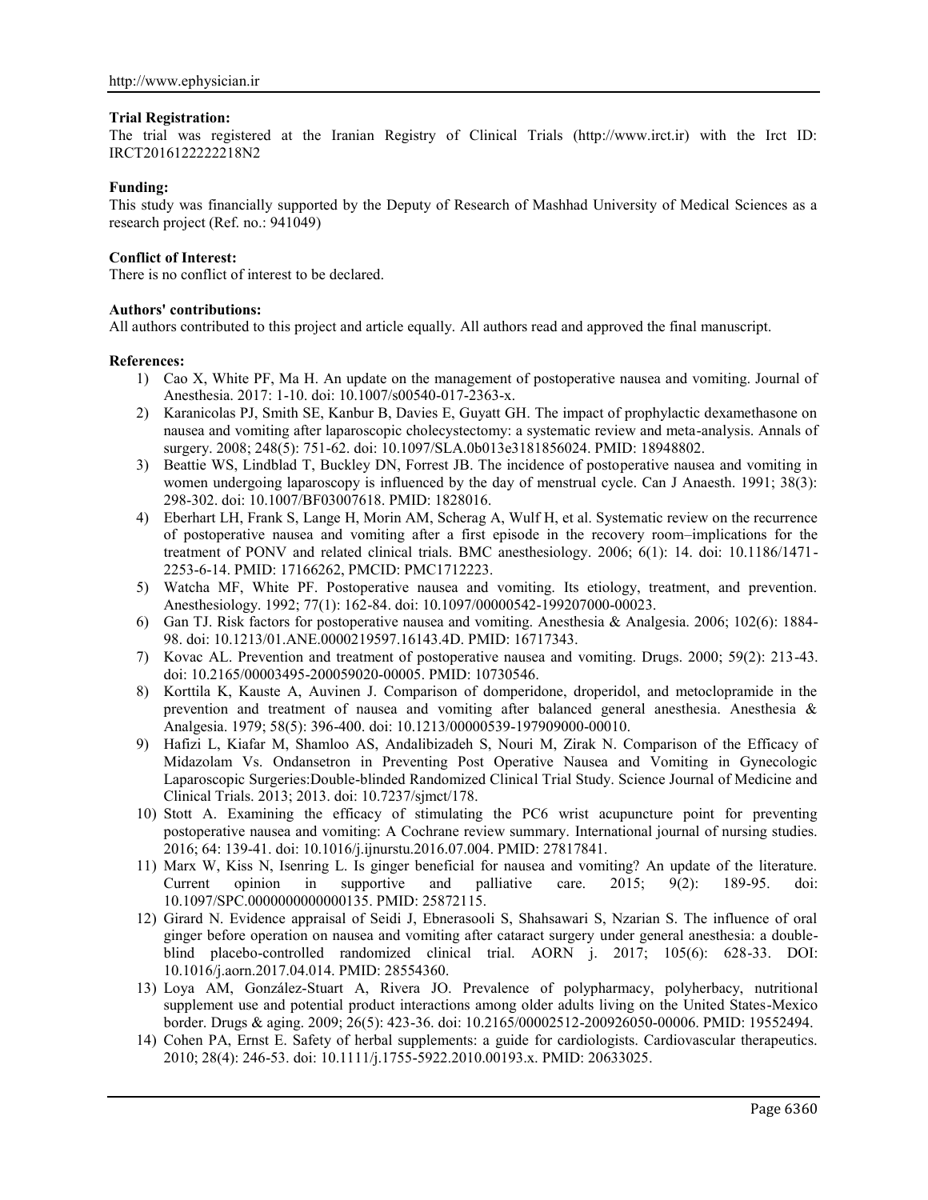**Trial Registration:**

The trial was registered at the Iranian Registry of Clinical Trials (http://www.irct.ir) with the Irct ID: IRCT2016122222218N2

**Funding:**

This study was financially supported by the Deputy of Research of Mashhad University of Medical Sciences as a research project (Ref. no.: 941049)

**Conflict of Interest:**

There is no conflict of interest to be declared.

**Authors' contributions:**

All authors contributed to this project and article equally. All authors read and approved the final manuscript.

**References:**

1) Cao X, White PF, Ma H. An update on the management of postoperative nausea and vomiting. Journal of Anesthesia. 2017: 1-10. doi: 10.1007/s00540-017-2363-x.
2) Karanicolas PJ, Smith SE, Kanbur B, Davies E, Guyatt GH. The impact of prophylactic dexamethasone on nausea and vomiting after laparoscopic cholecystectomy: a systematic review and meta-analysis. Annals of surgery. 2008; 248(5): 751-62. doi: 10.1097/SLA.0b013e3181856024. PMID: 18948802.
3) Beattie WS, Lindblad T, Buckley DN, Forrest JB. The incidence of postoperative nausea and vomiting in women undergoing laparoscopy is influenced by the day of menstrual cycle. Can J Anaesth. 1991; 38(3): 298-302. doi: 10.1007/BF03007618. PMID: 1828016.
4) Eberhart LH, Frank S, Lange H, Morin AM, Scherag A, Wulf H, et al. Systematic review on the recurrence of postoperative nausea and vomiting after a first episode in the recovery room–implications for the treatment of PONV and related clinical trials. BMC anesthesiology. 2006; 6(1): 14. doi: 10.1186/1471-2253-6-14. PMID: 17166262, PMCID: PMC1712223.
5) Watcha MF, White PF. Postoperative nausea and vomiting. Its etiology, treatment, and prevention. Anesthesiology. 1992; 77(1): 162-84. doi: 10.1097/00000542-199207000-00023.
6) Gan TJ. Risk factors for postoperative nausea and vomiting. Anesthesia & Analgesia. 2006; 102(6): 1884-98. doi: 10.1213/01.ANE.0000219597.16143.4D. PMID: 16717343.
7) Kovac AL. Prevention and treatment of postoperative nausea and vomiting. Drugs. 2000; 59(2): 213-43. doi: 10.2165/00003495-200059020-00005. PMID: 10730546.
8) Korttila K, Kauste A, Auvinen J. Comparison of domperidone, droperidol, and metoclopramide in the prevention and treatment of nausea and vomiting after balanced general anesthesia. Anesthesia & Analgesia. 1979; 58(5): 396-400. doi: 10.1213/00000539-197909000-00010.
9) Hafizi L, Kiafar M, Shamloo AS, Andalibizadeh S, Nouri M, Zirak N. Comparison of the Efficacy of Midazolam Vs. Ondansetron in Preventing Post Operative Nausea and Vomiting in Gynecologic Laparoscopic Surgeries:Double-blinded Randomized Clinical Trial Study. Science Journal of Medicine and Clinical Trials. 2013; 2013. doi: 10.7237/sjmct/178.
10) Stott A. Examining the efficacy of stimulating the PC6 wrist acupuncture point for preventing postoperative nausea and vomiting: A Cochrane review summary. International journal of nursing studies. 2016; 64: 139-41. doi: 10.1016/j.ijnurstu.2016.07.004. PMID: 27817841.
11) Marx W, Kiss N, Isenring L. Is ginger beneficial for nausea and vomiting? An update of the literature. Current opinion in supportive and palliative care. 2015; 9(2): 189-95. doi: 10.1097/SPC.0000000000000135. PMID: 25872115.
12) Girard N. Evidence appraisal of Seidi J, Ebnerasooli S, Shahsawari S, Nzarian S. The influence of oral ginger before operation on nausea and vomiting after cataract surgery under general anesthesia: a double-blind placebo-controlled randomized clinical trial. AORN j. 2017; 105(6): 628-33. DOI: 10.1016/j.aorn.2017.04.014. PMID: 28554360.
13) Loya AM, González-Stuart A, Rivera JO. Prevalence of polypharmacy, polyherbacy, nutritional supplement use and potential product interactions among older adults living on the United States-Mexico border. Drugs & aging. 2009; 26(5): 423-36. doi: 10.2165/00002512-200926050-00006. PMID: 19552494.
14) Cohen PA, Ernst E. Safety of herbal supplements: a guide for cardiologists. Cardiovascular therapeutics. 2010; 28(4): 246-53. doi: 10.1111/j.1755-5922.2010.00193.x. PMID: 20633025.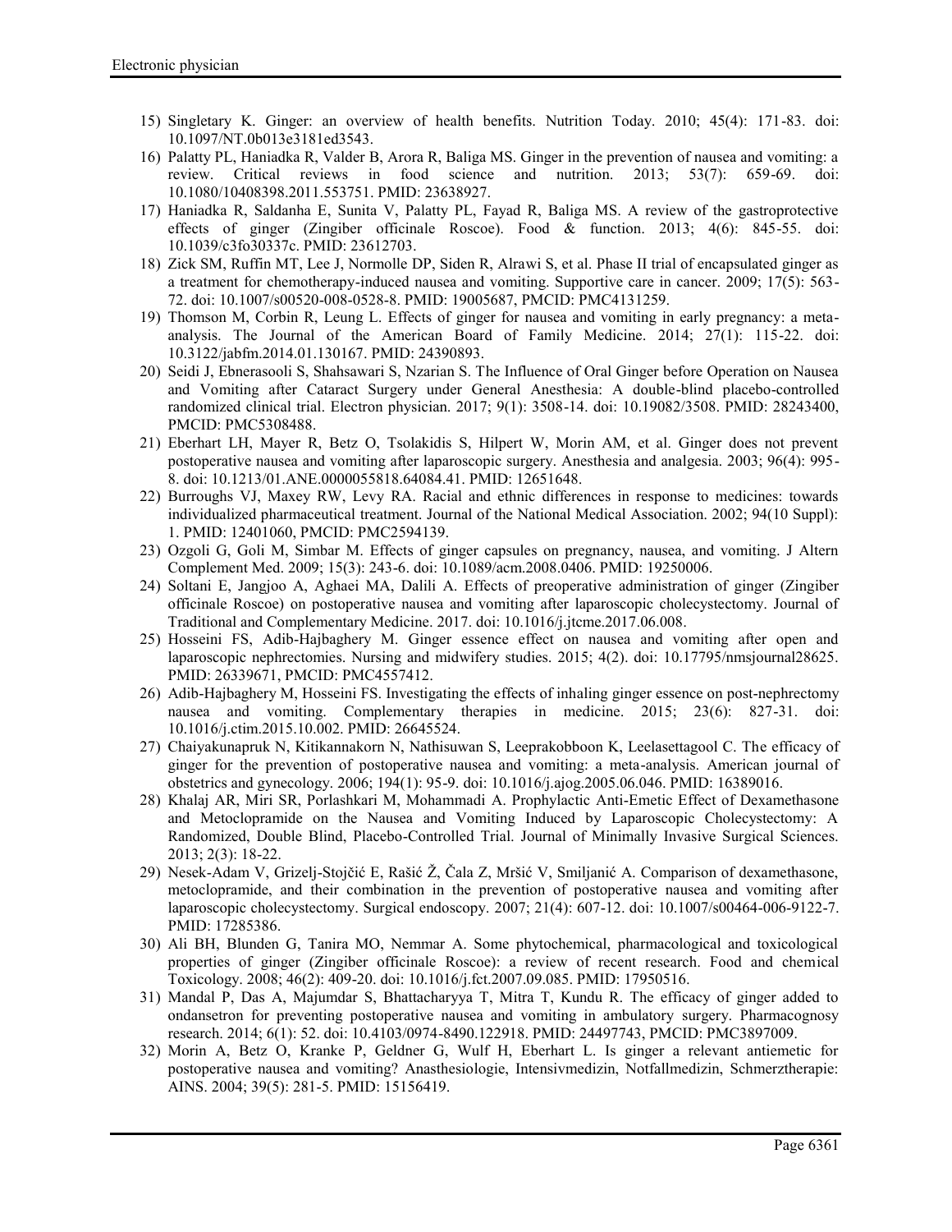15) Singletary K. Ginger: an overview of health benefits. Nutrition Today. 2010; 45(4): 171-83. doi: 10.1097/NT.0b013e3181ed3543.
16) Palatty PL, Haniadka R, Valder B, Arora R, Baliga MS. Ginger in the prevention of nausea and vomiting: a review. Critical reviews in food science and nutrition. 2013; 53(7): 659-69. doi: 10.1080/10408398.2011.553751. PMID: 23638927.
17) Haniadka R, Saldanha E, Sunita V, Palatty PL, Fayad R, Baliga MS. A review of the gastroprotective effects of ginger (Zingiber officinale Roscoe). Food & function. 2013; 4(6): 845-55. doi: 10.1039/c3fo30337c. PMID: 23612703.
18) Zick SM, Ruffin MT, Lee J, Normolle DP, Siden R, Alrawi S, et al. Phase II trial of encapsulated ginger as a treatment for chemotherapy-induced nausea and vomiting. Supportive care in cancer. 2009; 17(5): 563-72. doi: 10.1007/s00520-008-0528-8. PMID: 19005687, PMCID: PMC4131259.
19) Thomson M, Corbin R, Leung L. Effects of ginger for nausea and vomiting in early pregnancy: a meta-analysis. The Journal of the American Board of Family Medicine. 2014; 27(1): 115-22. doi: 10.3122/jabfm.2014.01.130167. PMID: 24390893.
20) Seidi J, Ebnerasooli S, Shahsawari S, Nzarian S. The Influence of Oral Ginger before Operation on Nausea and Vomiting after Cataract Surgery under General Anesthesia: A double-blind placebo-controlled randomized clinical trial. Electron physician. 2017; 9(1): 3508-14. doi: 10.19082/3508. PMID: 28243400, PMCID: PMC5308488.
21) Eberhart LH, Mayer R, Betz O, Tsolakidis S, Hilpert W, Morin AM, et al. Ginger does not prevent postoperative nausea and vomiting after laparoscopic surgery. Anesthesia and analgesia. 2003; 96(4): 995-8. doi: 10.1213/01.ANE.0000055818.64084.41. PMID: 12651648.
22) Burroughs VJ, Maxey RW, Levy RA. Racial and ethnic differences in response to medicines: towards individualized pharmaceutical treatment. Journal of the National Medical Association. 2002; 94(10 Suppl): 1. PMID: 12401060, PMCID: PMC2594139.
23) Ozgoli G, Goli M, Simbar M. Effects of ginger capsules on pregnancy, nausea, and vomiting. J Altern Complement Med. 2009; 15(3): 243-6. doi: 10.1089/acm.2008.0406. PMID: 19250006.
24) Soltani E, Jangjoo A, Aghaei MA, Dalili A. Effects of preoperative administration of ginger (Zingiber officinale Roscoe) on postoperative nausea and vomiting after laparoscopic cholecystectomy. Journal of Traditional and Complementary Medicine. 2017. doi: 10.1016/j.jtcme.2017.06.008.
25) Hosseini FS, Adib-Hajbaghery M. Ginger essence effect on nausea and vomiting after open and laparoscopic nephrectomies. Nursing and midwifery studies. 2015; 4(2). doi: 10.17795/nmsjournal28625. PMID: 26339671, PMCID: PMC4557412.
26) Adib-Hajbaghery M, Hosseini FS. Investigating the effects of inhaling ginger essence on post-nephrectomy nausea and vomiting. Complementary therapies in medicine. 2015; 23(6): 827-31. doi: 10.1016/j.ctim.2015.10.002. PMID: 26645524.
27) Chaiyakunapruk N, Kitikannakorn N, Nathisuwan S, Leeprakobboon K, Leelasettagool C. The efficacy of ginger for the prevention of postoperative nausea and vomiting: a meta-analysis. American journal of obstetrics and gynecology. 2006; 194(1): 95-9. doi: 10.1016/j.ajog.2005.06.046. PMID: 16389016.
28) Khalaj AR, Miri SR, Porlashkari M, Mohammadi A. Prophylactic Anti-Emetic Effect of Dexamethasone and Metoclopramide on the Nausea and Vomiting Induced by Laparoscopic Cholecystectomy: A Randomized, Double Blind, Placebo-Controlled Trial. Journal of Minimally Invasive Surgical Sciences. 2013; 2(3): 18-22.
29) Nesek-Adam V, Grizelj-Stojčić E, Rašić Ž, Čala Z, Mršić V, Smiljanić A. Comparison of dexamethasone, metoclopramide, and their combination in the prevention of postoperative nausea and vomiting after laparoscopic cholecystectomy. Surgical endoscopy. 2007; 21(4): 607-12. doi: 10.1007/s00464-006-9122-7. PMID: 17285386.
30) Ali BH, Blunden G, Tanira MO, Nemmar A. Some phytochemical, pharmacological and toxicological properties of ginger (Zingiber officinale Roscoe): a review of recent research. Food and chemical Toxicology. 2008; 46(2): 409-20. doi: 10.1016/j.fct.2007.09.085. PMID: 17950516.
31) Mandal P, Das A, Majumdar S, Bhattacharyya T, Mitra T, Kundu R. The efficacy of ginger added to ondansetron for preventing postoperative nausea and vomiting in ambulatory surgery. Pharmacognosy research. 2014; 6(1): 52. doi: 10.4103/0974-8490.122918. PMID: 24497743, PMCID: PMC3897009.
32) Morin A, Betz O, Kranke P, Geldner G, Wulf H, Eberhart L. Is ginger a relevant antiemetic for postoperative nausea and vomiting? Anasthesiologie, Intensivmedizin, Notfallmedizin, Schmerztherapie: AINS. 2004; 39(5): 281-5. PMID: 15156419.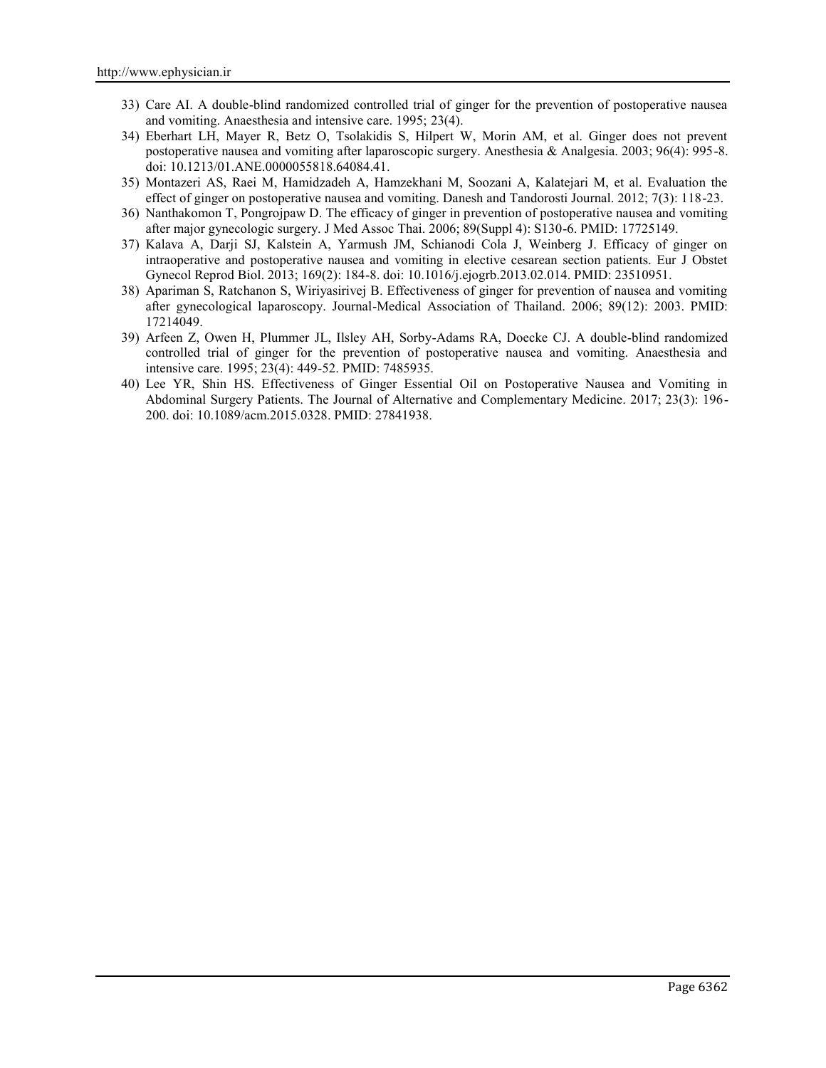33) Care AI. A double-blind randomized controlled trial of ginger for the prevention of postoperative nausea and vomiting. Anaesthesia and intensive care. 1995; 23(4).
34) Eberhart LH, Mayer R, Betz O, Tsolakidis S, Hilpert W, Morin AM, et al. Ginger does not prevent postoperative nausea and vomiting after laparoscopic surgery. Anesthesia & Analgesia. 2003; 96(4): 995-8. doi: 10.1213/01.ANE.0000055818.64084.41.
35) Montazeri AS, Raei M, Hamidzadeh A, Hamzekhani M, Soozani A, Kalatejari M, et al. Evaluation the effect of ginger on postoperative nausea and vomiting. Danesh and Tandorosti Journal. 2012; 7(3): 118-23.
36) Nanthakomon T, Pongrojpaw D. The efficacy of ginger in prevention of postoperative nausea and vomiting after major gynecologic surgery. J Med Assoc Thai. 2006; 89(Suppl 4): S130-6. PMID: 17725149.
37) Kalava A, Darji SJ, Kalstein A, Yarmush JM, Schianodi Cola J, Weinberg J. Efficacy of ginger on intraoperative and postoperative nausea and vomiting in elective cesarean section patients. Eur J Obstet Gynecol Reprod Biol. 2013; 169(2): 184-8. doi: 10.1016/j.ejogrb.2013.02.014. PMID: 23510951.
38) Apariman S, Ratchanon S, Wiriyasirivej B. Effectiveness of ginger for prevention of nausea and vomiting after gynecological laparoscopy. Journal-Medical Association of Thailand. 2006; 89(12): 2003. PMID: 17214049.
39) Arfeen Z, Owen H, Plummer JL, Ilsley AH, Sorby-Adams RA, Doecke CJ. A double-blind randomized controlled trial of ginger for the prevention of postoperative nausea and vomiting. Anaesthesia and intensive care. 1995; 23(4): 449-52. PMID: 7485935.
40) Lee YR, Shin HS. Effectiveness of Ginger Essential Oil on Postoperative Nausea and Vomiting in Abdominal Surgery Patients. The Journal of Alternative and Complementary Medicine. 2017; 23(3): 196-200. doi: 10.1089/acm.2015.0328. PMID: 27841938.